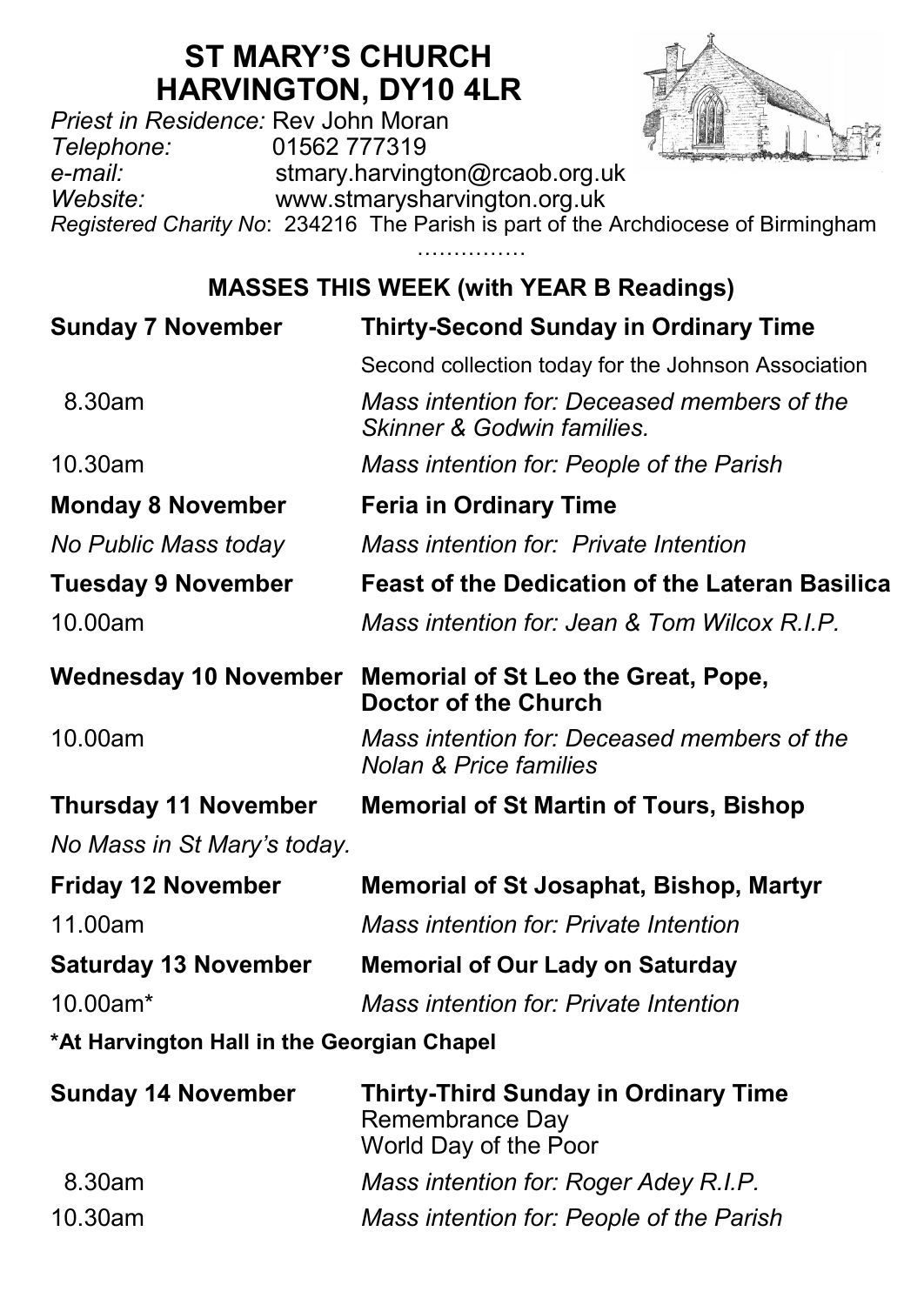# ST MARY'S CHURCH
# HARVINGTON, DY10 4LR

*Priest in Residence:* Rev John Moran
*Telephone:* 01562 777319
*e-mail:* stmary.harvington@rcaob.org.uk
*Website:* www.stmarysharvington.org.uk
*Registered Charity No*: 234216 The Parish is part of the Archdiocese of Birmingham

……………

## MASSES THIS WEEK (with YEAR B Readings)

| | |
|---|---|
| **Sunday 7 November** | **Thirty-Second Sunday in Ordinary Time** |
| | Second collection today for the Johnson Association |
| 8.30am | *Mass intention for: Deceased members of the Skinner & Godwin families.* |
| 10.30am | *Mass intention for: People of the Parish* |
| **Monday 8 November** | **Feria in Ordinary Time** |
| *No Public Mass today* | *Mass intention for: Private Intention* |
| **Tuesday 9 November** | **Feast of the Dedication of the Lateran Basilica** |
| 10.00am | *Mass intention for: Jean & Tom Wilcox R.I.P.* |
| **Wednesday 10 November** | **Memorial of St Leo the Great, Pope, Doctor of the Church** |
| 10.00am | *Mass intention for: Deceased members of the Nolan & Price families* |
| **Thursday 11 November** | **Memorial of St Martin of Tours, Bishop** |
| *No Mass in St Mary's today.* | |
| **Friday 12 November** | **Memorial of St Josaphat, Bishop, Martyr** |
| 11.00am | *Mass intention for: Private Intention* |
| **Saturday 13 November** | **Memorial of Our Lady on Saturday** |
| 10.00am* | *Mass intention for: Private Intention* |

**\*At Harvington Hall in the Georgian Chapel**

| | |
|---|---|
| **Sunday 14 November** | **Thirty-Third Sunday in Ordinary Time** Remembrance Day World Day of the Poor |
| 8.30am | *Mass intention for: Roger Adey R.I.P.* |
| 10.30am | *Mass intention for: People of the Parish* |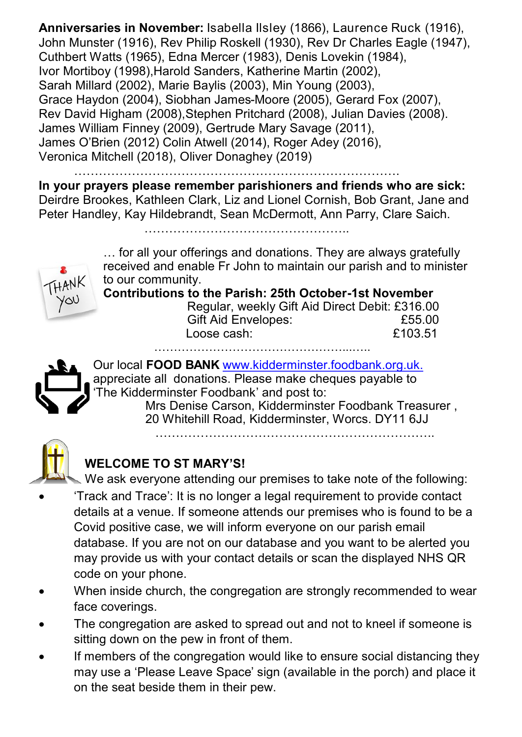**Anniversaries in November:** Isabella Ilsley (1866), Laurence Ruck (1916), John Munster (1916), Rev Philip Roskell (1930), Rev Dr Charles Eagle (1947), Cuthbert Watts (1965), Edna Mercer (1983), Denis Lovekin (1984), Ivor Mortiboy (1998),Harold Sanders, Katherine Martin (2002), Sarah Millard (2002), Marie Baylis (2003), Min Young (2003), Grace Haydon (2004), Siobhan James-Moore (2005), Gerard Fox (2007), Rev David Higham (2008),Stephen Pritchard (2008), Julian Davies (2008). James William Finney (2009), Gertrude Mary Savage (2011), James O'Brien (2012) Colin Atwell (2014), Roger Adey (2016), Veronica Mitchell (2018), Oliver Donaghey (2019)

…………………………………………………………………………

**In your prayers please remember parishioners and friends who are sick:** Deirdre Brookes, Kathleen Clark, Liz and Lionel Cornish, Bob Grant, Jane and Peter Handley, Kay Hildebrandt, Sean McDermott, Ann Parry, Clare Saich.

……………………………………………..

THANK YOU … for all your offerings and donations. They are always gratefully received and enable Fr John to maintain our parish and to minister to our community.

**Contributions to the Parish: 25th October-1st November**

| | |
|---|---|
| Regular, weekly Gift Aid Direct Debit: | £316.00 |
| Gift Aid Envelopes: | £55.00 |
| Loose cash: | £103.51 |

……………………………………………..…..

Our local **FOOD BANK** www.kidderminster.foodbank.org.uk. appreciate all donations. Please make cheques payable to 'The Kidderminster Foodbank' and post to:

Mrs Denise Carson, Kidderminster Foodbank Treasurer ,
20 Whitehill Road, Kidderminster, Worcs. DY11 6JJ

……………………………………………………………..

**WELCOME TO ST MARY'S!**

We ask everyone attending our premises to take note of the following:

- 'Track and Trace': It is no longer a legal requirement to provide contact details at a venue. If someone attends our premises who is found to be a Covid positive case, we will inform everyone on our parish email database. If you are not on our database and you want to be alerted you may provide us with your contact details or scan the displayed NHS QR code on your phone.
- When inside church, the congregation are strongly recommended to wear face coverings.
- The congregation are asked to spread out and not to kneel if someone is sitting down on the pew in front of them.
- If members of the congregation would like to ensure social distancing they may use a 'Please Leave Space' sign (available in the porch) and place it on the seat beside them in their pew.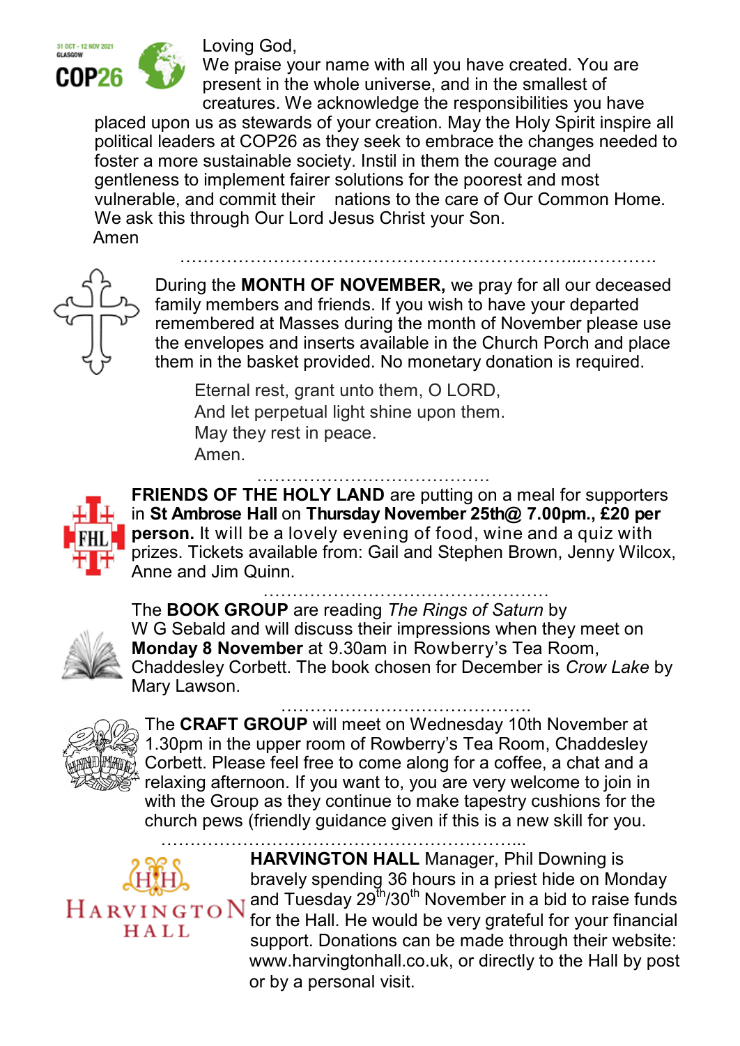Loving God,
We praise your name with all you have created. You are present in the whole universe, and in the smallest of creatures. We acknowledge the responsibilities you have placed upon us as stewards of your creation. May the Holy Spirit inspire all political leaders at COP26 as they seek to embrace the changes needed to foster a more sustainable society. Instil in them the courage and gentleness to implement fairer solutions for the poorest and most vulnerable, and commit their nations to the care of Our Common Home. We ask this through Our Lord Jesus Christ your Son.
Amen

……………………………………………………………...…………

During the **MONTH OF NOVEMBER,** we pray for all our deceased family members and friends. If you wish to have your departed remembered at Masses during the month of November please use the envelopes and inserts available in the Church Porch and place them in the basket provided. No monetary donation is required.

Eternal rest, grant unto them, O LORD,
And let perpetual light shine upon them.
May they rest in peace.
Amen.

…………………………………

**FRIENDS OF THE HOLY LAND** are putting on a meal for supporters in **St Ambrose Hall** on **Thursday November 25th@ 7.00pm., £20 per person.** It will be a lovely evening of food, wine and a quiz with prizes. Tickets available from: Gail and Stephen Brown, Jenny Wilcox, Anne and Jim Quinn.

…………………………………………

The **BOOK GROUP** are reading *The Rings of Saturn* by W G Sebald and will discuss their impressions when they meet on **Monday 8 November** at 9.30am in Rowberry's Tea Room, Chaddesley Corbett. The book chosen for December is *Crow Lake* by Mary Lawson.

……………………………………

The **CRAFT GROUP** will meet on Wednesday 10th November at 1.30pm in the upper room of Rowberry's Tea Room, Chaddesley Corbett. Please feel free to come along for a coffee, a chat and a relaxing afternoon. If you want to, you are very welcome to join in with the Group as they continue to make tapestry cushions for the church pews (friendly guidance given if this is a new skill for you.

……………………………………………………...

**HARVINGTON HALL** Manager, Phil Downing is bravely spending 36 hours in a priest hide on Monday and Tuesday 29th/30th November in a bid to raise funds for the Hall. He would be very grateful for your financial support. Donations can be made through their website: www.harvingtonhall.co.uk, or directly to the Hall by post or by a personal visit.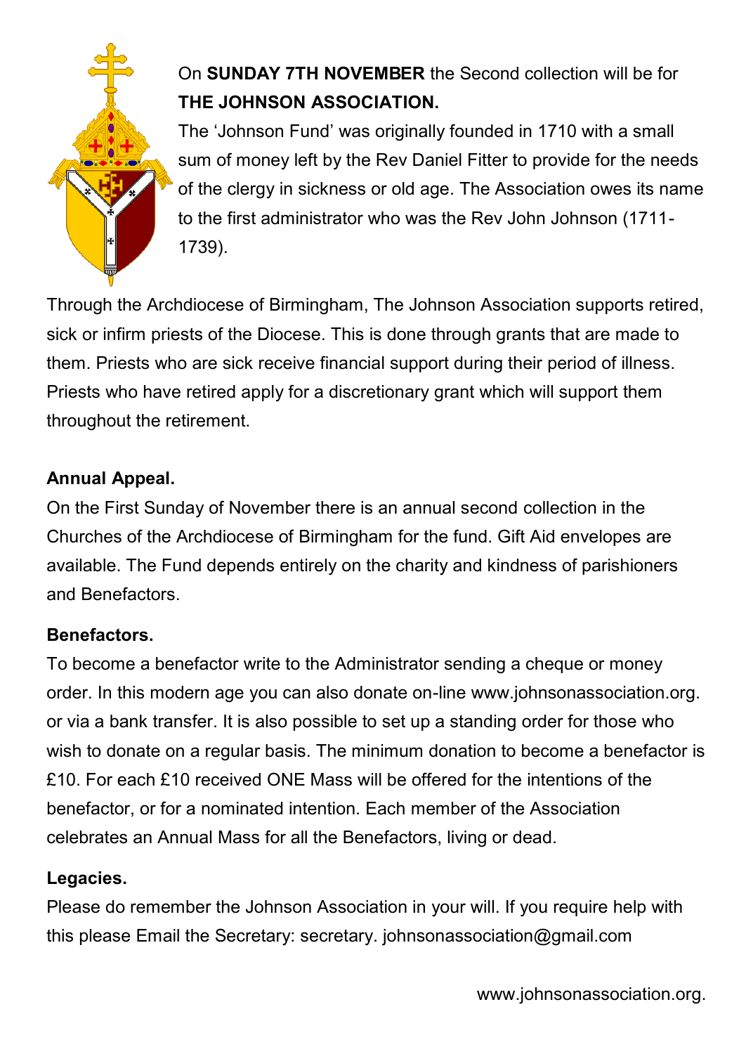On **SUNDAY 7TH NOVEMBER** the Second collection will be for **THE JOHNSON ASSOCIATION.**

The 'Johnson Fund' was originally founded in 1710 with a small sum of money left by the Rev Daniel Fitter to provide for the needs of the clergy in sickness or old age. The Association owes its name to the first administrator who was the Rev John Johnson (1711-1739).

Through the Archdiocese of Birmingham, The Johnson Association supports retired, sick or infirm priests of the Diocese. This is done through grants that are made to them. Priests who are sick receive financial support during their period of illness. Priests who have retired apply for a discretionary grant which will support them throughout the retirement.

**Annual Appeal.**

On the First Sunday of November there is an annual second collection in the Churches of the Archdiocese of Birmingham for the fund. Gift Aid envelopes are available. The Fund depends entirely on the charity and kindness of parishioners and Benefactors.

**Benefactors.**

To become a benefactor write to the Administrator sending a cheque or money order. In this modern age you can also donate on-line www.johnsonassociation.org. or via a bank transfer. It is also possible to set up a standing order for those who wish to donate on a regular basis. The minimum donation to become a benefactor is £10. For each £10 received ONE Mass will be offered for the intentions of the benefactor, or for a nominated intention. Each member of the Association celebrates an Annual Mass for all the Benefactors, living or dead.

**Legacies.**

Please do remember the Johnson Association in your will. If you require help with this please Email the Secretary: secretary. johnsonassociation@gmail.com

www.johnsonassociation.org.